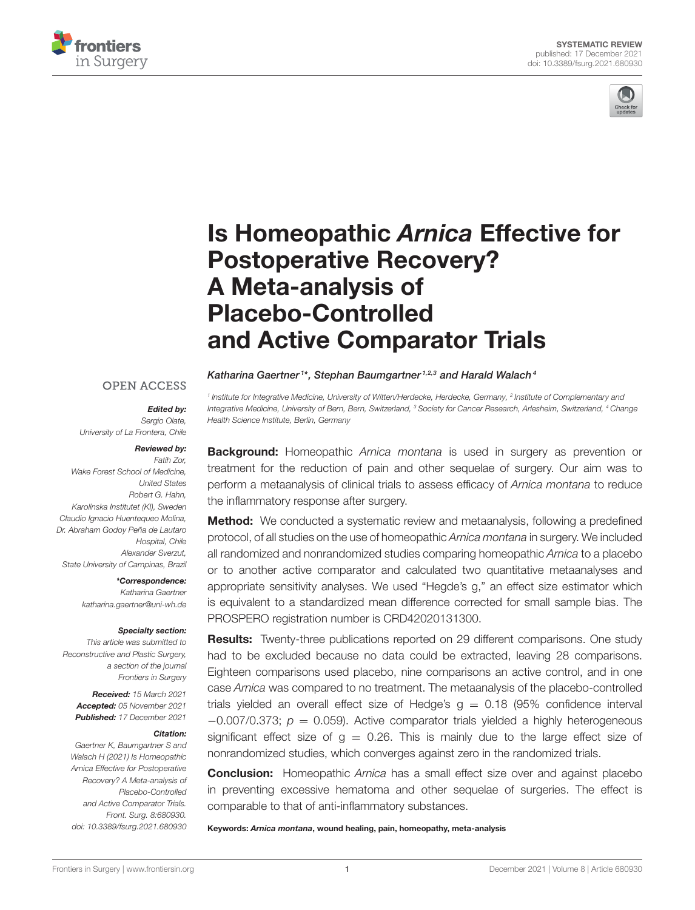SYSTEMATIC REVIEW
published: 17 December 2021
doi: 10.3389/fsurg.2021.680930

# Is Homeopathic *Arnica* Effective for Postoperative Recovery? A Meta-analysis of Placebo-Controlled and Active Comparator Trials

*Katharina Gaertner[1]\*, Stephan Baumgartner[1,2,3] and Harald Walach[4]*

[1] Institute for Integrative Medicine, University of Witten/Herdecke, Herdecke, Germany, [2] Institute of Complementary and Integrative Medicine, University of Bern, Bern, Switzerland, [3] Society for Cancer Research, Arlesheim, Switzerland, [4] Change Health Science Institute, Berlin, Germany

OPEN ACCESS

***Edited by:***
Sergio Olate,
University of La Frontera, Chile

***Reviewed by:***
Fatih Zor,
Wake Forest School of Medicine,
United States
Robert G. Hahn,
Karolinska Institutet (KI), Sweden
Claudio Ignacio Huentequeo Molina,
Dr. Abraham Godoy Peña de Lautaro Hospital, Chile
Alexander Sverzut,
State University of Campinas, Brazil

***\*Correspondence:***
Katharina Gaertner
katharina.gaertner@uni-wh.de

***Specialty section:***
This article was submitted to Reconstructive and Plastic Surgery, a section of the journal Frontiers in Surgery

***Received:*** 15 March 2021
***Accepted:*** 05 November 2021
***Published:*** 17 December 2021

***Citation:***
Gaertner K, Baumgartner S and Walach H (2021) Is Homeopathic Arnica Effective for Postoperative Recovery? A Meta-analysis of Placebo-Controlled and Active Comparator Trials. Front. Surg. 8:680930. doi: 10.3389/fsurg.2021.680930

**Background:** Homeopathic *Arnica montana* is used in surgery as prevention or treatment for the reduction of pain and other sequelae of surgery. Our aim was to perform a metaanalysis of clinical trials to assess efficacy of *Arnica montana* to reduce the inflammatory response after surgery.

**Method:** We conducted a systematic review and metaanalysis, following a predefined protocol, of all studies on the use of homeopathic *Arnica montana* in surgery. We included all randomized and nonrandomized studies comparing homeopathic *Arnica* to a placebo or to another active comparator and calculated two quantitative metaanalyses and appropriate sensitivity analyses. We used "Hegde's g," an effect size estimator which is equivalent to a standardized mean difference corrected for small sample bias. The PROSPERO registration number is CRD42020131300.

**Results:** Twenty-three publications reported on 29 different comparisons. One study had to be excluded because no data could be extracted, leaving 28 comparisons. Eighteen comparisons used placebo, nine comparisons an active control, and in one case *Arnica* was compared to no treatment. The metaanalysis of the placebo-controlled trials yielded an overall effect size of Hedge's $g = 0.18$ (95% confidence interval −0.007/0.373; $p = 0.059$). Active comparator trials yielded a highly heterogeneous significant effect size of $g = 0.26$. This is mainly due to the large effect size of nonrandomized studies, which converges against zero in the randomized trials.

**Conclusion:** Homeopathic *Arnica* has a small effect size over and against placebo in preventing excessive hematoma and other sequelae of surgeries. The effect is comparable to that of anti-inflammatory substances.

Keywords: ***Arnica montana*, wound healing, pain, homeopathy, meta-analysis**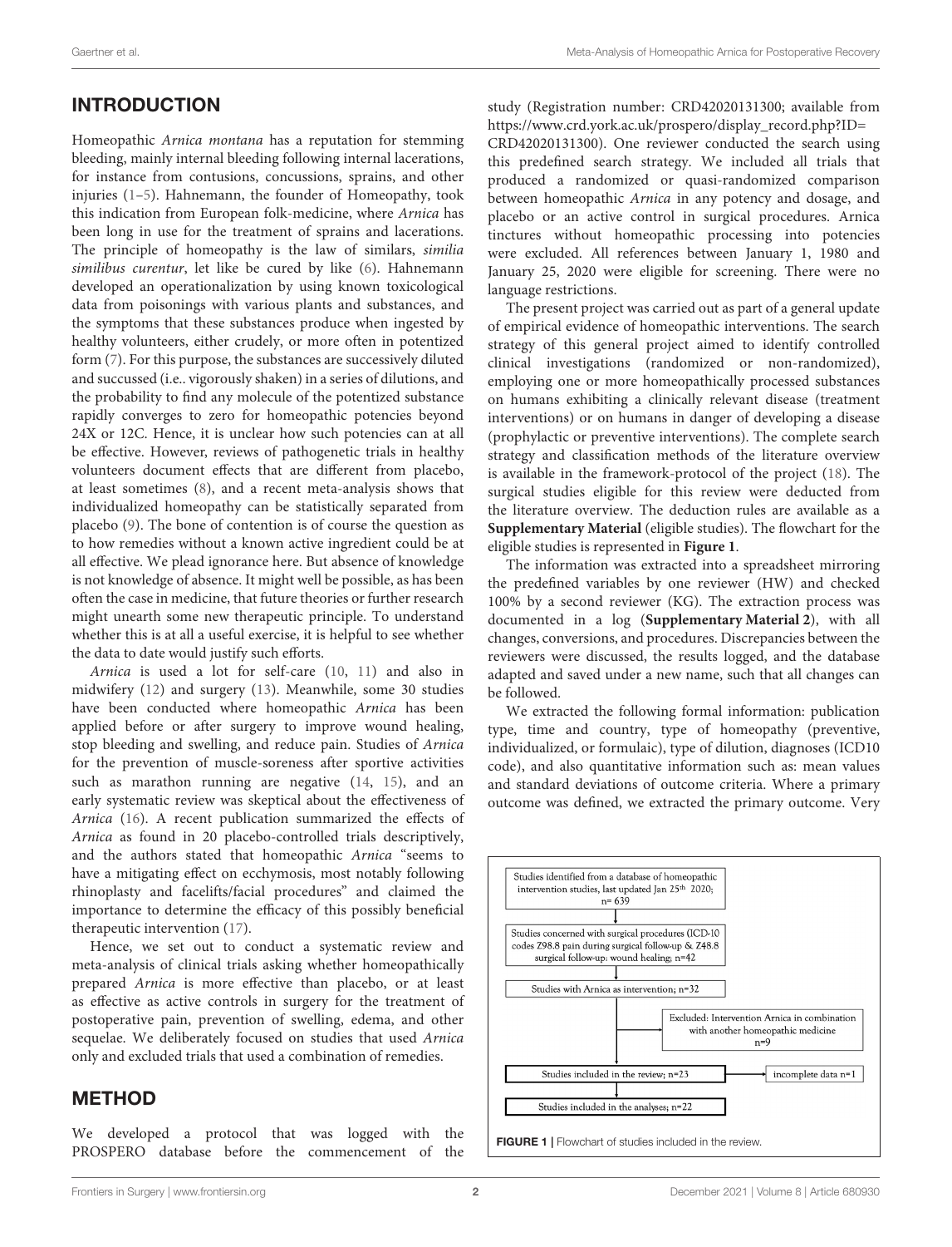## INTRODUCTION

Homeopathic *Arnica montana* has a reputation for stemming bleeding, mainly internal bleeding following internal lacerations, for instance from contusions, concussions, sprains, and other injuries (1–5). Hahnemann, the founder of Homeopathy, took this indication from European folk-medicine, where *Arnica* has been long in use for the treatment of sprains and lacerations. The principle of homeopathy is the law of similars, *similia similibus curentur*, let like be cured by like (6). Hahnemann developed an operationalization by using known toxicological data from poisonings with various plants and substances, and the symptoms that these substances produce when ingested by healthy volunteers, either crudely, or more often in potentized form (7). For this purpose, the substances are successively diluted and succussed (i.e.. vigorously shaken) in a series of dilutions, and the probability to find any molecule of the potentized substance rapidly converges to zero for homeopathic potencies beyond 24X or 12C. Hence, it is unclear how such potencies can at all be effective. However, reviews of pathogenetic trials in healthy volunteers document effects that are different from placebo, at least sometimes (8), and a recent meta-analysis shows that individualized homeopathy can be statistically separated from placebo (9). The bone of contention is of course the question as to how remedies without a known active ingredient could be at all effective. We plead ignorance here. But absence of knowledge is not knowledge of absence. It might well be possible, as has been often the case in medicine, that future theories or further research might unearth some new therapeutic principle. To understand whether this is at all a useful exercise, it is helpful to see whether the data to date would justify such efforts.

*Arnica* is used a lot for self-care (10, 11) and also in midwifery (12) and surgery (13). Meanwhile, some 30 studies have been conducted where homeopathic *Arnica* has been applied before or after surgery to improve wound healing, stop bleeding and swelling, and reduce pain. Studies of *Arnica* for the prevention of muscle-soreness after sportive activities such as marathon running are negative (14, 15), and an early systematic review was skeptical about the effectiveness of *Arnica* (16). A recent publication summarized the effects of *Arnica* as found in 20 placebo-controlled trials descriptively, and the authors stated that homeopathic *Arnica* "seems to have a mitigating effect on ecchymosis, most notably following rhinoplasty and facelifts/facial procedures" and claimed the importance to determine the efficacy of this possibly beneficial therapeutic intervention (17).

Hence, we set out to conduct a systematic review and meta-analysis of clinical trials asking whether homeopathically prepared *Arnica* is more effective than placebo, or at least as effective as active controls in surgery for the treatment of postoperative pain, prevention of swelling, edema, and other sequelae. We deliberately focused on studies that used *Arnica* only and excluded trials that used a combination of remedies.

## METHOD

We developed a protocol that was logged with the PROSPERO database before the commencement of the study (Registration number: CRD42020131300; available from https://www.crd.york.ac.uk/prospero/display_record.php?ID=CRD42020131300). One reviewer conducted the search using this predefined search strategy. We included all trials that produced a randomized or quasi-randomized comparison between homeopathic *Arnica* in any potency and dosage, and placebo or an active control in surgical procedures. Arnica tinctures without homeopathic processing into potencies were excluded. All references between January 1, 1980 and January 25, 2020 were eligible for screening. There were no language restrictions.

The present project was carried out as part of a general update of empirical evidence of homeopathic interventions. The search strategy of this general project aimed to identify controlled clinical investigations (randomized or non-randomized), employing one or more homeopathically processed substances on humans exhibiting a clinically relevant disease (treatment interventions) or on humans in danger of developing a disease (prophylactic or preventive interventions). The complete search strategy and classification methods of the literature overview is available in the framework-protocol of the project (18). The surgical studies eligible for this review were deducted from the literature overview. The deduction rules are available as a **Supplementary Material** (eligible studies). The flowchart for the eligible studies is represented in **Figure 1**.

The information was extracted into a spreadsheet mirroring the predefined variables by one reviewer (HW) and checked 100% by a second reviewer (KG). The extraction process was documented in a log (**Supplementary Material 2**), with all changes, conversions, and procedures. Discrepancies between the reviewers were discussed, the results logged, and the database adapted and saved under a new name, such that all changes can be followed.

We extracted the following formal information: publication type, time and country, type of homeopathy (preventive, individualized, or formulaic), type of dilution, diagnoses (ICD10 code), and also quantitative information such as: mean values and standard deviations of outcome criteria. Where a primary outcome was defined, we extracted the primary outcome. Very

Studies identified from a database of homeopathic intervention studies, last updated Jan 25th 2020; n= 639

Studies concerned with surgical procedures (ICD-10 codes Z98.8 pain during surgical follow-up & Z48.8 surgical follow-up: wound healing; n=42

Studies with Arnica as intervention; n=32

Excluded: Intervention Arnica in combination with another homeopathic medicine n=9

Studies included in the review; n=23 → incomplete data n=1

Studies included in the analyses; n=22

**FIGURE 1** | Flowchart of studies included in the review.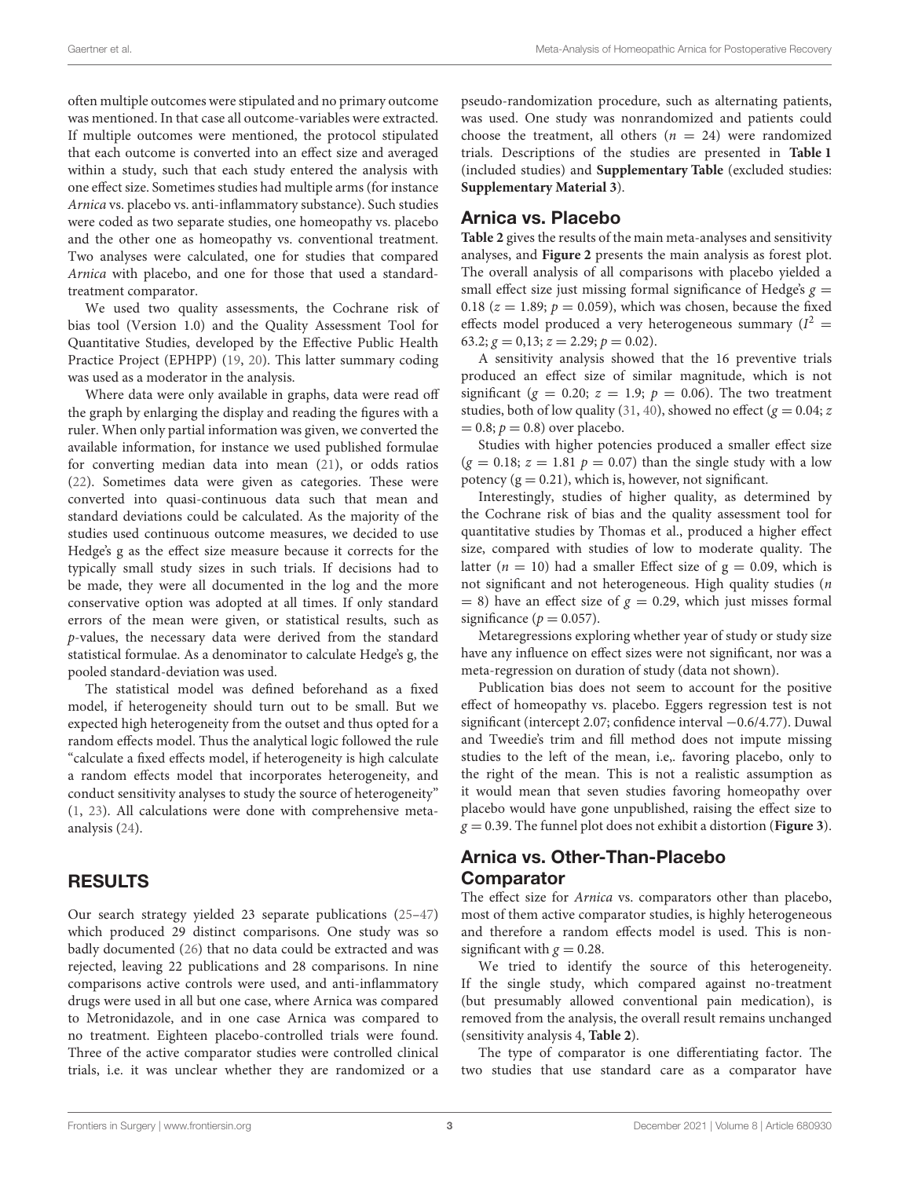often multiple outcomes were stipulated and no primary outcome was mentioned. In that case all outcome-variables were extracted. If multiple outcomes were mentioned, the protocol stipulated that each outcome is converted into an effect size and averaged within a study, such that each study entered the analysis with one effect size. Sometimes studies had multiple arms (for instance *Arnica* vs. placebo vs. anti-inflammatory substance). Such studies were coded as two separate studies, one homeopathy vs. placebo and the other one as homeopathy vs. conventional treatment. Two analyses were calculated, one for studies that compared *Arnica* with placebo, and one for those that used a standard-treatment comparator.

We used two quality assessments, the Cochrane risk of bias tool (Version 1.0) and the Quality Assessment Tool for Quantitative Studies, developed by the Effective Public Health Practice Project (EPHPP) (19, 20). This latter summary coding was used as a moderator in the analysis.

Where data were only available in graphs, data were read off the graph by enlarging the display and reading the figures with a ruler. When only partial information was given, we converted the available information, for instance we used published formulae for converting median data into mean (21), or odds ratios (22). Sometimes data were given as categories. These were converted into quasi-continuous data such that mean and standard deviations could be calculated. As the majority of the studies used continuous outcome measures, we decided to use Hedge's g as the effect size measure because it corrects for the typically small study sizes in such trials. If decisions had to be made, they were all documented in the log and the more conservative option was adopted at all times. If only standard errors of the mean were given, or statistical results, such as *p*-values, the necessary data were derived from the standard statistical formulae. As a denominator to calculate Hedge's g, the pooled standard-deviation was used.

The statistical model was defined beforehand as a fixed model, if heterogeneity should turn out to be small. But we expected high heterogeneity from the outset and thus opted for a random effects model. Thus the analytical logic followed the rule "calculate a fixed effects model, if heterogeneity is high calculate a random effects model that incorporates heterogeneity, and conduct sensitivity analyses to study the source of heterogeneity" (1, 23). All calculations were done with comprehensive meta-analysis (24).

## RESULTS

Our search strategy yielded 23 separate publications (25–47) which produced 29 distinct comparisons. One study was so badly documented (26) that no data could be extracted and was rejected, leaving 22 publications and 28 comparisons. In nine comparisons active controls were used, and anti-inflammatory drugs were used in all but one case, where Arnica was compared to Metronidazole, and in one case Arnica was compared to no treatment. Eighteen placebo-controlled trials were found. Three of the active comparator studies were controlled clinical trials, i.e. it was unclear whether they are randomized or a pseudo-randomization procedure, such as alternating patients, was used. One study was nonrandomized and patients could choose the treatment, all others ($n = 24$) were randomized trials. Descriptions of the studies are presented in **Table 1** (included studies) and **Supplementary Table** (excluded studies: **Supplementary Material 3**).

### Arnica vs. Placebo

**Table 2** gives the results of the main meta-analyses and sensitivity analyses, and **Figure 2** presents the main analysis as forest plot. The overall analysis of all comparisons with placebo yielded a small effect size just missing formal significance of Hedge's $g = 0.18$ ($z = 1.89$; $p = 0.059$), which was chosen, because the fixed effects model produced a very heterogeneous summary ($I^2 = 63.2$; $g = 0{,}13$; $z = 2.29$; $p = 0.02$).

A sensitivity analysis showed that the 16 preventive trials produced an effect size of similar magnitude, which is not significant ($g = 0.20$; $z = 1.9$; $p = 0.06$). The two treatment studies, both of low quality (31, 40), showed no effect ($g = 0.04$; $z = 0.8$; $p = 0.8$) over placebo.

Studies with higher potencies produced a smaller effect size ($g = 0.18$; $z = 1.81$ $p = 0.07$) than the single study with a low potency ($g = 0.21$), which is, however, not significant.

Interestingly, studies of higher quality, as determined by the Cochrane risk of bias and the quality assessment tool for quantitative studies by Thomas et al., produced a higher effect size, compared with studies of low to moderate quality. The latter ($n = 10$) had a smaller Effect size of $g = 0.09$, which is not significant and not heterogeneous. High quality studies ($n = 8$) have an effect size of $g = 0.29$, which just misses formal significance ($p = 0.057$).

Metaregressions exploring whether year of study or study size have any influence on effect sizes were not significant, nor was a meta-regression on duration of study (data not shown).

Publication bias does not seem to account for the positive effect of homeopathy vs. placebo. Eggers regression test is not significant (intercept 2.07; confidence interval −0.6/4.77). Duwal and Tweedie's trim and fill method does not impute missing studies to the left of the mean, i.e,. favoring placebo, only to the right of the mean. This is not a realistic assumption as it would mean that seven studies favoring homeopathy over placebo would have gone unpublished, raising the effect size to $g = 0.39$. The funnel plot does not exhibit a distortion (**Figure 3**).

### Arnica vs. Other-Than-Placebo Comparator

The effect size for *Arnica* vs. comparators other than placebo, most of them active comparator studies, is highly heterogeneous and therefore a random effects model is used. This is non-significant with $g = 0.28$.

We tried to identify the source of this heterogeneity. If the single study, which compared against no-treatment (but presumably allowed conventional pain medication), is removed from the analysis, the overall result remains unchanged (sensitivity analysis 4, **Table 2**).

The type of comparator is one differentiating factor. The two studies that use standard care as a comparator have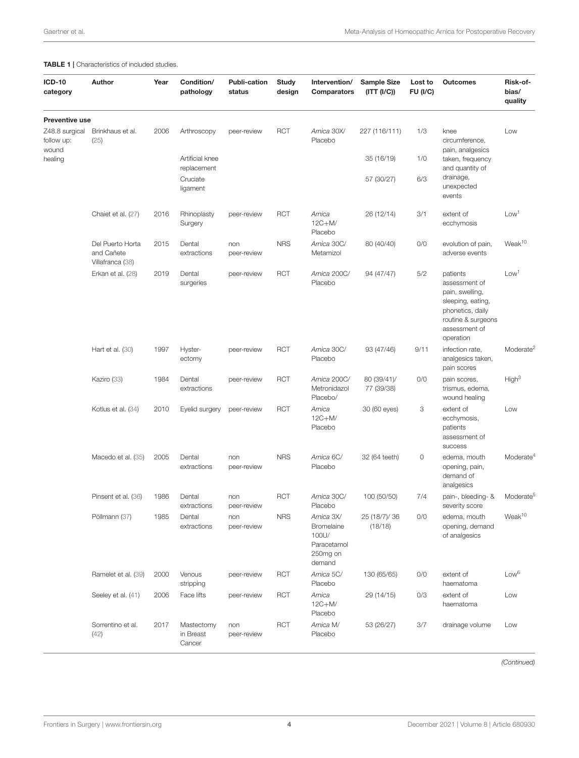**TABLE 1 |** Characteristics of included studies.

| ICD-10 category | Author | Year | Condition/ pathology | Publi-cation status | Study design | Intervention/ Comparators | Sample Size (ITT (I/C)) | Lost to FU (I/C) | Outcomes | Risk-of-bias/ quality |
|---|---|---|---|---|---|---|---|---|---|---|
| **Preventive use** | | | | | | | | | | |
| Z48.8 surgical follow up: wound healing | Brinkhaus et al. (25) | 2006 | Arthroscopy | peer-review | RCT | *Arnica* 30X/ Placebo | 227 (116/111) | 1/3 | knee circumference, pain, analgesics taken, frequency and quantity of drainage, unexpected events | Low |
| | | | Artificial knee replacement | | | | 35 (16/19) | 1/0 | | |
| | | | Cruciate ligament | | | | 57 (30/27) | 6/3 | | |
| | Chaiet et al. (27) | 2016 | Rhinoplasty Surgery | peer-review | RCT | *Arnica* 12C+M/ Placebo | 26 (12/14) | 3/1 | extent of ecchymosis | Low[1] |
| | Del Puerto Horta and Cañete Villafranca (38) | 2015 | Dental extractions | non peer-review | NRS | *Arnica* 30C/ Metamizol | 80 (40/40) | 0/0 | evolution of pain, adverse events | Weak[10] |
| | Erkan et al. (28) | 2019 | Dental surgeries | peer-review | RCT | *Arnica* 200C/ Placebo | 94 (47/47) | 5/2 | patients assessment of pain, swelling, sleeping, eating, phonetics, daily routine & surgeons assessment of operation | Low[1] |
| | Hart et al. (30) | 1997 | Hyster-ectomy | peer-review | RCT | *Arnica* 30C/ Placebo | 93 (47/46) | 9/11 | infection rate, analgesics taken, pain scores | Moderate[2] |
| | Kaziro (33) | 1984 | Dental extractions | peer-review | RCT | *Arnica* 200C/ Metronidazol Placebo/ | 80 (39/41)/ 77 (39/38) | 0/0 | pain scores, trismus, edema, wound healing | High[3] |
| | Kotlus et al. (34) | 2010 | Eyelid surgery | peer-review | RCT | *Arnica* 12C+M/ Placebo | 30 (60 eyes) | 3 | extent of ecchymosis, patients assessment of success | Low |
| | Macedo et al. (35) | 2005 | Dental extractions | non peer-review | NRS | *Arnica* 6C/ Placebo | 32 (64 teeth) | 0 | edema, mouth opening, pain, demand of analgesics | Moderate[4] |
| | Pinsent et al. (36) | 1986 | Dental extractions | non peer-review | RCT | *Arnica* 30C/ Placebo | 100 (50/50) | 7/4 | pain-, bleeding- & severity score | Moderate[5] |
| | Pöllmann (37) | 1985 | Dental extractions | non peer-review | NRS | *Arnica* 3X/ Bromelaine 100U/ Paracetamol 250mg on demand | 25 (18/7)/ 36 (18/18) | 0/0 | edema, mouth opening, demand of analgesics | Weak[10] |
| | Ramelet et al. (39) | 2000 | Venous stripping | peer-review | RCT | *Arnica* 5C/ Placebo | 130 (65/65) | 0/0 | extent of haematoma | Low[6] |
| | Seeley et al. (41) | 2006 | Face lifts | peer-review | RCT | *Arnica* 12C+M/ Placebo | 29 (14/15) | 0/3 | extent of haematoma | Low |
| | Sorrentino et al. (42) | 2017 | Mastectomy in Breast Cancer | non peer-review | RCT | *Arnica* M/ Placebo | 53 (26/27) | 3/7 | drainage volume | Low |

*(Continued)*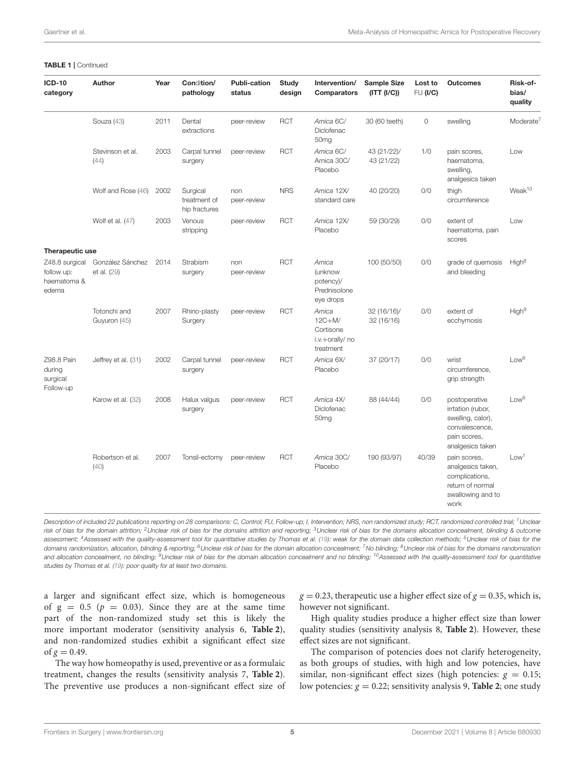**TABLE 1 |** Continued

| ICD-10 category | Author | Year | Condition/ pathology | Publi-cation status | Study design | Intervention/ Comparators | Sample Size (ITT (I/C)) | Lost to FU (I/C) | Outcomes | Risk-of-bias/ quality |
|---|---|---|---|---|---|---|---|---|---|---|
| | Souza (43) | 2011 | Dental extractions | peer-review | RCT | *Arnica* 6C/ Diclofenac 50mg | 30 (60 teeth) | 0 | swelling | Moderate[7] |
| | Stevinson et al. (44) | 2003 | Carpal tunnel surgery | peer-review | RCT | *Arnica* 6C/ Arnica 30C/ Placebo | 43 (21/22)/ 43 (21/22) | 1/0 | pain scores, haematoma, swelling, analgesics taken | Low |
| | Wolf and Rose (46) | 2002 | Surgical treatment of hip fractures | non peer-review | NRS | *Arnica* 12X/ standard care | 40 (20/20) | 0/0 | thigh circumference | Weak[10] |
| | Wolf et al. (47) | 2003 | Venous stripping | peer-review | RCT | *Arnica* 12X/ Placebo | 59 (30/29) | 0/0 | extent of haematoma, pain scores | Low |
| **Therapeutic use** | | | | | | | | | | |
| Z48.8 surgical follow up: haematoma & edema | González Sánchez et al. (29) | 2014 | Strabism surgery | non peer-review | RCT | *Arnica* (unknow potency)/ Prednisolone eye drops | 100 (50/50) | 0/0 | grade of quemosis and bleeding | High[8] |
| | Totonchi and Guyuron (45) | 2007 | Rhino-plasty Surgery | peer-review | RCT | *Arnica* 12C+M/ Cortisone i.v.+orally/ no treatment | 32 (16/16)/ 32 (16/16) | 0/0 | extent of ecchymosis | High[9] |
| Z98.8 Pain during surgical Follow-up | Jeffrey et al. (31) | 2002 | Carpal tunnel surgery | peer-review | RCT | *Arnica* 6X/ Placebo | 37 (20/17) | 0/0 | wrist circumference, grip strength | Low[6] |
| | Karow et al. (32) | 2008 | Halux valgus surgery | peer-review | RCT | *Arnica* 4X/ Diclofenac 50mg | 88 (44/44) | 0/0 | postoperative irrtation (rubor, swelling, calor), convalescence, pain scores, analgesics taken | Low[6] |
| | Robertson et al. (40) | 2007 | Tonsil-ectomy | peer-review | RCT | *Arnica* 30C/ Placebo | 190 (93/97) | 40/39 | pain scores, analgesics taken, complications, return of normal swallowing and to work | Low[1] |

*Description of included 22 publications reporting on 28 comparisons: C, Control; FU, Follow-up; I, Intervention; NRS, non randomized study; RCT, randomized controlled trial; [1]Unclear risk of bias for the domain attrition; [2]Unclear risk of bias for the domains attrition and reporting; [3]Unclear risk of bias for the domains allocation concealment, blinding & outcome assessment; [4]Assessed with the quality-assessment tool for quantitative studies by Thomas et al. (19): weak for the domain data collection methods; [5]Unclear risk of bias for the domains randomization, allocation, blinding & reporting; [6]Unclear risk of bias for the domain allocation concealment; [7]No blinding; [8]Unclear risk of bias for the domains randomization and allocation concealment, no blinding; [9]Unclear risk of bias for the domain allocation concealment and no blinding; [10]Assessed with the quality-assessment tool for quantitative studies by Thomas et al. (19): poor quality for at least two domains.*

a larger and significant effect size, which is homogeneous of $g = 0.5$ ($p = 0.03$). Since they are at the same time part of the non-randomized study set this is likely the more important moderator (sensitivity analysis 6, **Table 2**), and non-randomized studies exhibit a significant effect size of $g = 0.49$.

The way how homeopathy is used, preventive or as a formulaic treatment, changes the results (sensitivity analysis 7, **Table 2**). The preventive use produces a non-significant effect size of $g = 0.23$, therapeutic use a higher effect size of $g = 0.35$, which is, however not significant.

High quality studies produce a higher effect size than lower quality studies (sensitivity analysis 8, **Table 2**). However, these effect sizes are not significant.

The comparison of potencies does not clarify heterogeneity, as both groups of studies, with high and low potencies, have similar, non-significant effect sizes (high potencies: $g = 0.15$; low potencies: $g = 0.22$; sensitivity analysis 9, **Table 2**; one study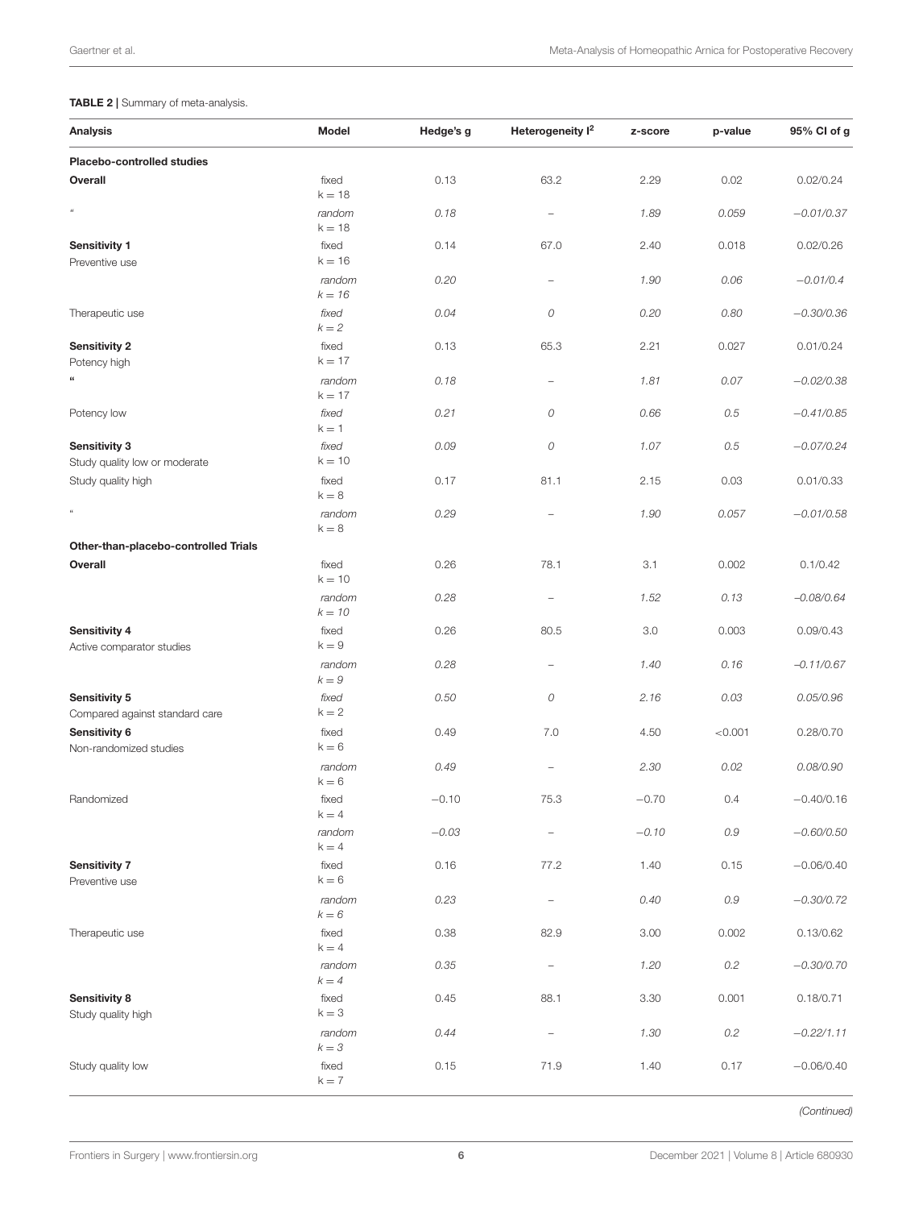**TABLE 2 |** Summary of meta-analysis.

| Analysis | Model | Hedge's g | Heterogeneity $I^2$ | z-score | p-value | 95% CI of g |
|---|---|---|---|---|---|---|
| **Placebo-controlled studies** | | | | | | |
| **Overall** | fixed $k = 18$ | 0.13 | 63.2 | 2.29 | 0.02 | 0.02/0.24 |
| " | *random* *$k = 18$* | *0.18* | – | *1.89* | *0.059* | *−0.01/0.37* |
| **Sensitivity 1** Preventive use | fixed $k = 16$ | 0.14 | 67.0 | 2.40 | 0.018 | 0.02/0.26 |
| | *random* *$k = 16$* | *0.20* | – | *1.90* | *0.06* | *−0.01/0.4* |
| Therapeutic use | *fixed* *$k = 2$* | *0.04* | *0* | *0.20* | *0.80* | *−0.30/0.36* |
| **Sensitivity 2** Potency high | fixed $k = 17$ | 0.13 | 65.3 | 2.21 | 0.027 | 0.01/0.24 |
| " | *random* *$k = 17$* | *0.18* | – | *1.81* | *0.07* | *−0.02/0.38* |
| Potency low | *fixed* *$k = 1$* | *0.21* | *0* | *0.66* | *0.5* | *−0.41/0.85* |
| **Sensitivity 3** Study quality low or moderate | *fixed* *$k = 10$* | *0.09* | *0* | *1.07* | *0.5* | *−0.07/0.24* |
| Study quality high | fixed $k = 8$ | 0.17 | 81.1 | 2.15 | 0.03 | 0.01/0.33 |
| " | *random* *$k = 8$* | *0.29* | – | *1.90* | *0.057* | *−0.01/0.58* |
| **Other-than-placebo-controlled Trials** | | | | | | |
| **Overall** | fixed $k = 10$ | 0.26 | 78.1 | 3.1 | 0.002 | 0.1/0.42 |
| | *random* *$k = 10$* | *0.28* | – | *1.52* | *0.13* | *−0.08/0.64* |
| **Sensitivity 4** Active comparator studies | fixed $k = 9$ | 0.26 | 80.5 | 3.0 | 0.003 | 0.09/0.43 |
| | *random* *$k = 9$* | *0.28* | – | *1.40* | *0.16* | *−0.11/0.67* |
| **Sensitivity 5** Compared against standard care | *fixed* $k = 2$ | *0.50* | *0* | *2.16* | *0.03* | *0.05/0.96* |
| **Sensitivity 6** Non-randomized studies | fixed $k = 6$ | 0.49 | 7.0 | 4.50 | <0.001 | 0.28/0.70 |
| | *random* $k = 6$ | *0.49* | – | *2.30* | *0.02* | *0.08/0.90* |
| Randomized | fixed $k = 4$ | −0.10 | 75.3 | −0.70 | 0.4 | −0.40/0.16 |
| | *random* $k = 4$ | *−0.03* | – | *−0.10* | *0.9* | *−0.60/0.50* |
| **Sensitivity 7** Preventive use | fixed $k = 6$ | 0.16 | 77.2 | 1.40 | 0.15 | −0.06/0.40 |
| | *random* *$k = 6$* | *0.23* | – | *0.40* | *0.9* | *−0.30/0.72* |
| Therapeutic use | fixed $k = 4$ | 0.38 | 82.9 | 3.00 | 0.002 | 0.13/0.62 |
| | *random* *$k = 4$* | *0.35* | – | *1.20* | *0.2* | *−0.30/0.70* |
| **Sensitivity 8** Study quality high | fixed $k = 3$ | 0.45 | 88.1 | 3.30 | 0.001 | 0.18/0.71 |
| | *random* *$k = 3$* | *0.44* | – | *1.30* | *0.2* | *−0.22/1.11* |
| Study quality low | fixed $k = 7$ | 0.15 | 71.9 | 1.40 | 0.17 | −0.06/0.40 |

*(Continued)*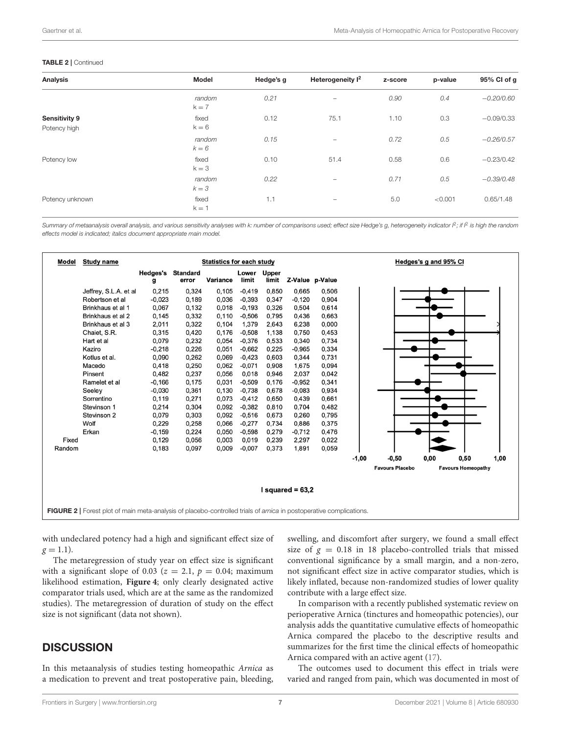**TABLE 2** | Continued

| Analysis | Model | Hedge's g | Heterogeneity $I^2$ | z-score | p-value | 95% CI of g |
|---|---|---|---|---|---|---|
| | *random* $k = 7$ | *0.21* | – | *0.90* | *0.4* | *−0.20/0.60* |
| **Sensitivity 9** Potency high | fixed $k = 6$ | 0.12 | 75.1 | 1.10 | 0.3 | −0.09/0.33 |
| | *random* $k = 6$ | *0.15* | – | *0.72* | *0.5* | *−0.26/0.57* |
| Potency low | fixed $k = 3$ | 0.10 | 51.4 | 0.58 | 0.6 | −0.23/0.42 |
| | *random* $k = 3$ | *0.22* | – | *0.71* | *0.5* | *−0.39/0.48* |
| Potency unknown | fixed $k = 1$ | 1.1 | – | 5.0 | <0.001 | 0.65/1.48 |

*Summary of metaanalysis overall analysis, and various sensitivity analyses with k: number of comparisons used; effect size Hedge's g, heterogeneity indicator $I^2$; if $I^2$ is high the random effects model is indicated; italics document appropriate main model.*

| Model | Study name | Hedges's g | Standard error | Variance | Lower limit | Upper limit | Z-Value | p-Value |
|---|---|---|---|---|---|---|---|---|
| | Jeffrey, S.L.A. et al | 0,215 | 0,324 | 0,105 | -0,419 | 0,850 | 0,665 | 0,506 |
| | Robertson et al | -0,023 | 0,189 | 0,036 | -0,393 | 0,347 | -0,120 | 0,904 |
| | Brinkhaus et al 1 | 0,067 | 0,132 | 0,018 | -0,193 | 0,326 | 0,504 | 0,614 |
| | Brinkhaus et al 2 | 0,145 | 0,332 | 0,110 | -0,506 | 0,795 | 0,436 | 0,663 |
| | Brinkhaus et al 3 | 2,011 | 0,322 | 0,104 | 1,379 | 2,643 | 6,238 | 0,000 |
| | Chaiet, S.R. | 0,315 | 0,420 | 0,176 | -0,508 | 1,138 | 0,750 | 0,453 |
| | Hart et al | 0,079 | 0,232 | 0,054 | -0,376 | 0,533 | 0,340 | 0,734 |
| | Kaziro | -0,218 | 0,226 | 0,051 | -0,662 | 0,225 | -0,965 | 0,334 |
| | Kotlus et al. | 0,090 | 0,262 | 0,069 | -0,423 | 0,603 | 0,344 | 0,731 |
| | Macedo | 0,418 | 0,250 | 0,062 | -0,071 | 0,908 | 1,675 | 0,094 |
| | Pinsent | 0,482 | 0,237 | 0,056 | 0,018 | 0,946 | 2,037 | 0,042 |
| | Ramelet et al | -0,166 | 0,175 | 0,031 | -0,509 | 0,176 | -0,952 | 0,341 |
| | Seeley | -0,030 | 0,361 | 0,130 | -0,738 | 0,678 | -0,083 | 0,934 |
| | Sorrentino | 0,119 | 0,271 | 0,073 | -0,412 | 0,650 | 0,439 | 0,661 |
| | Stevinson 1 | 0,214 | 0,304 | 0,092 | -0,382 | 0,810 | 0,704 | 0,482 |
| | Stevinson 2 | 0,079 | 0,303 | 0,092 | -0,516 | 0,673 | 0,260 | 0,795 |
| | Wolf | 0,229 | 0,258 | 0,066 | -0,277 | 0,734 | 0,886 | 0,375 |
| | Erkan | -0,159 | 0,224 | 0,050 | -0,598 | 0,279 | -0,712 | 0,476 |
| Fixed | | 0,129 | 0,056 | 0,003 | 0,019 | 0,239 | 2,297 | 0,022 |
| Random | | 0,183 | 0,097 | 0,009 | -0,007 | 0,373 | 1,891 | 0,059 |

Hedges's g and 95% CI (axis −1,00 to 1,00; Favours Placebo / Favours Homeopathy)

I squared = 63,2

**FIGURE 2** | Forest plot of main meta-analysis of placebo-controlled trials of *arnica* in postoperative complications.

with undeclared potency had a high and significant effect size of $g = 1.1$).

The metaregression of study year on effect size is significant with a significant slope of 0.03 ($z = 2.1$, $p = 0.04$; maximum likelihood estimation, **Figure 4**; only clearly designated active comparator trials used, which are at the same as the randomized studies). The metaregression of duration of study on the effect size is not significant (data not shown).

## DISCUSSION

In this metaanalysis of studies testing homeopathic *Arnica* as a medication to prevent and treat postoperative pain, bleeding, swelling, and discomfort after surgery, we found a small effect size of $g = 0.18$ in 18 placebo-controlled trials that missed conventional significance by a small margin, and a non-zero, not significant effect size in active comparator studies, which is likely inflated, because non-randomized studies of lower quality contribute with a large effect size.

In comparison with a recently published systematic review on perioperative Arnica (tinctures and homeopathic potencies), our analysis adds the quantitative cumulative effects of homeopathic Arnica compared the placebo to the descriptive results and summarizes for the first time the clinical effects of homeopathic Arnica compared with an active agent (17).

The outcomes used to document this effect in trials were varied and ranged from pain, which was documented in most of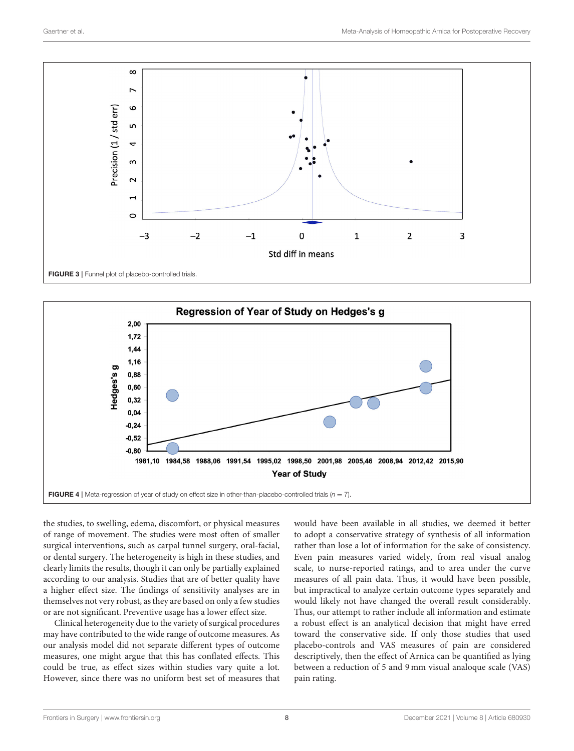FIGURE 3 | Funnel plot of placebo-controlled trials.

FIGURE 4 | Meta-regression of year of study on effect size in other-than-placebo-controlled trials ($n = 7$).

the studies, to swelling, edema, discomfort, or physical measures of range of movement. The studies were most often of smaller surgical interventions, such as carpal tunnel surgery, oral-facial, or dental surgery. The heterogeneity is high in these studies, and clearly limits the results, though it can only be partially explained according to our analysis. Studies that are of better quality have a higher effect size. The findings of sensitivity analyses are in themselves not very robust, as they are based on only a few studies or are not significant. Preventive usage has a lower effect size.

Clinical heterogeneity due to the variety of surgical procedures may have contributed to the wide range of outcome measures. As our analysis model did not separate different types of outcome measures, one might argue that this has conflated effects. This could be true, as effect sizes within studies vary quite a lot. However, since there was no uniform best set of measures that would have been available in all studies, we deemed it better to adopt a conservative strategy of synthesis of all information rather than lose a lot of information for the sake of consistency. Even pain measures varied widely, from real visual analog scale, to nurse-reported ratings, and to area under the curve measures of all pain data. Thus, it would have been possible, but impractical to analyze certain outcome types separately and would likely not have changed the overall result considerably. Thus, our attempt to rather include all information and estimate a robust effect is an analytical decision that might have erred toward the conservative side. If only those studies that used placebo-controls and VAS measures of pain are considered descriptively, then the effect of Arnica can be quantified as lying between a reduction of 5 and 9 mm visual analoque scale (VAS) pain rating.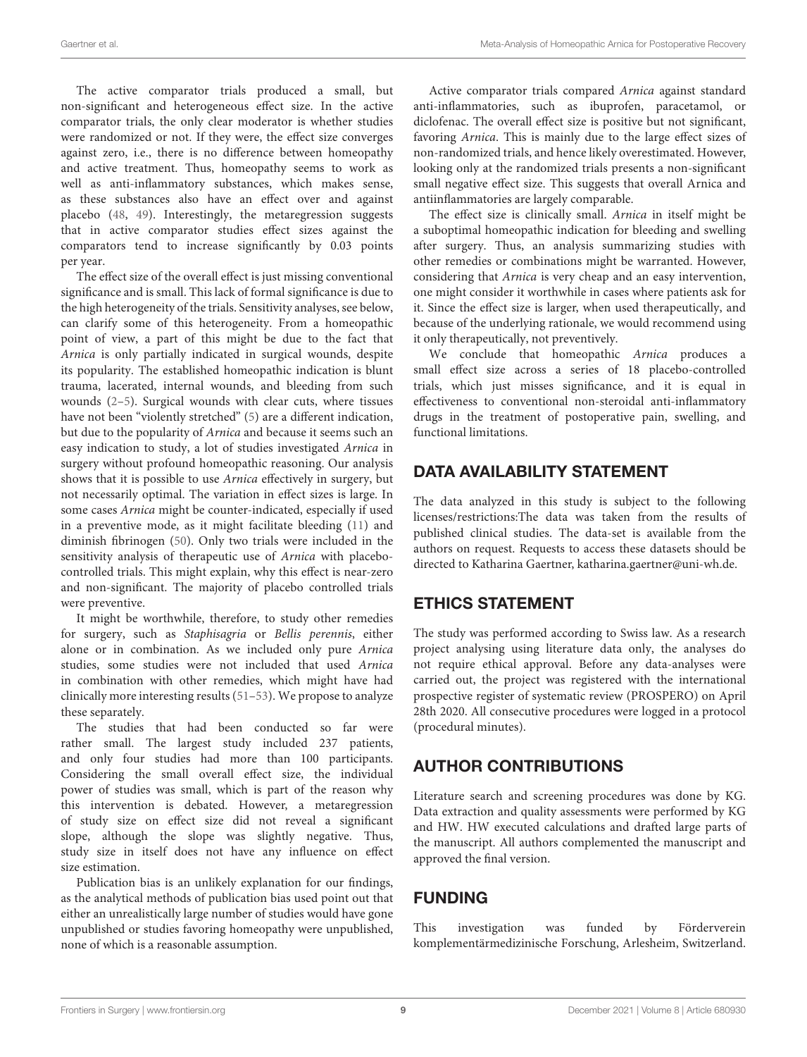The active comparator trials produced a small, but non-significant and heterogeneous effect size. In the active comparator trials, the only clear moderator is whether studies were randomized or not. If they were, the effect size converges against zero, i.e., there is no difference between homeopathy and active treatment. Thus, homeopathy seems to work as well as anti-inflammatory substances, which makes sense, as these substances also have an effect over and against placebo (48, 49). Interestingly, the metaregression suggests that in active comparator studies effect sizes against the comparators tend to increase significantly by 0.03 points per year.

The effect size of the overall effect is just missing conventional significance and is small. This lack of formal significance is due to the high heterogeneity of the trials. Sensitivity analyses, see below, can clarify some of this heterogeneity. From a homeopathic point of view, a part of this might be due to the fact that *Arnica* is only partially indicated in surgical wounds, despite its popularity. The established homeopathic indication is blunt trauma, lacerated, internal wounds, and bleeding from such wounds (2–5). Surgical wounds with clear cuts, where tissues have not been "violently stretched" (5) are a different indication, but due to the popularity of *Arnica* and because it seems such an easy indication to study, a lot of studies investigated *Arnica* in surgery without profound homeopathic reasoning. Our analysis shows that it is possible to use *Arnica* effectively in surgery, but not necessarily optimal. The variation in effect sizes is large. In some cases *Arnica* might be counter-indicated, especially if used in a preventive mode, as it might facilitate bleeding (11) and diminish fibrinogen (50). Only two trials were included in the sensitivity analysis of therapeutic use of *Arnica* with placebo-controlled trials. This might explain, why this effect is near-zero and non-significant. The majority of placebo controlled trials were preventive.

It might be worthwhile, therefore, to study other remedies for surgery, such as *Staphisagria* or *Bellis perennis*, either alone or in combination. As we included only pure *Arnica* studies, some studies were not included that used *Arnica* in combination with other remedies, which might have had clinically more interesting results (51–53). We propose to analyze these separately.

The studies that had been conducted so far were rather small. The largest study included 237 patients, and only four studies had more than 100 participants. Considering the small overall effect size, the individual power of studies was small, which is part of the reason why this intervention is debated. However, a metaregression of study size on effect size did not reveal a significant slope, although the slope was slightly negative. Thus, study size in itself does not have any influence on effect size estimation.

Publication bias is an unlikely explanation for our findings, as the analytical methods of publication bias used point out that either an unrealistically large number of studies would have gone unpublished or studies favoring homeopathy were unpublished, none of which is a reasonable assumption.

Active comparator trials compared *Arnica* against standard anti-inflammatories, such as ibuprofen, paracetamol, or diclofenac. The overall effect size is positive but not significant, favoring *Arnica*. This is mainly due to the large effect sizes of non-randomized trials, and hence likely overestimated. However, looking only at the randomized trials presents a non-significant small negative effect size. This suggests that overall Arnica and antiinflammatories are largely comparable.

The effect size is clinically small. *Arnica* in itself might be a suboptimal homeopathic indication for bleeding and swelling after surgery. Thus, an analysis summarizing studies with other remedies or combinations might be warranted. However, considering that *Arnica* is very cheap and an easy intervention, one might consider it worthwhile in cases where patients ask for it. Since the effect size is larger, when used therapeutically, and because of the underlying rationale, we would recommend using it only therapeutically, not preventively.

We conclude that homeopathic *Arnica* produces a small effect size across a series of 18 placebo-controlled trials, which just misses significance, and it is equal in effectiveness to conventional non-steroidal anti-inflammatory drugs in the treatment of postoperative pain, swelling, and functional limitations.

## DATA AVAILABILITY STATEMENT

The data analyzed in this study is subject to the following licenses/restrictions:The data was taken from the results of published clinical studies. The data-set is available from the authors on request. Requests to access these datasets should be directed to Katharina Gaertner, katharina.gaertner@uni-wh.de.

## ETHICS STATEMENT

The study was performed according to Swiss law. As a research project analysing using literature data only, the analyses do not require ethical approval. Before any data-analyses were carried out, the project was registered with the international prospective register of systematic review (PROSPERO) on April 28th 2020. All consecutive procedures were logged in a protocol (procedural minutes).

## AUTHOR CONTRIBUTIONS

Literature search and screening procedures was done by KG. Data extraction and quality assessments were performed by KG and HW. HW executed calculations and drafted large parts of the manuscript. All authors complemented the manuscript and approved the final version.

## FUNDING

This investigation was funded by Förderverein komplementärmedizinische Forschung, Arlesheim, Switzerland.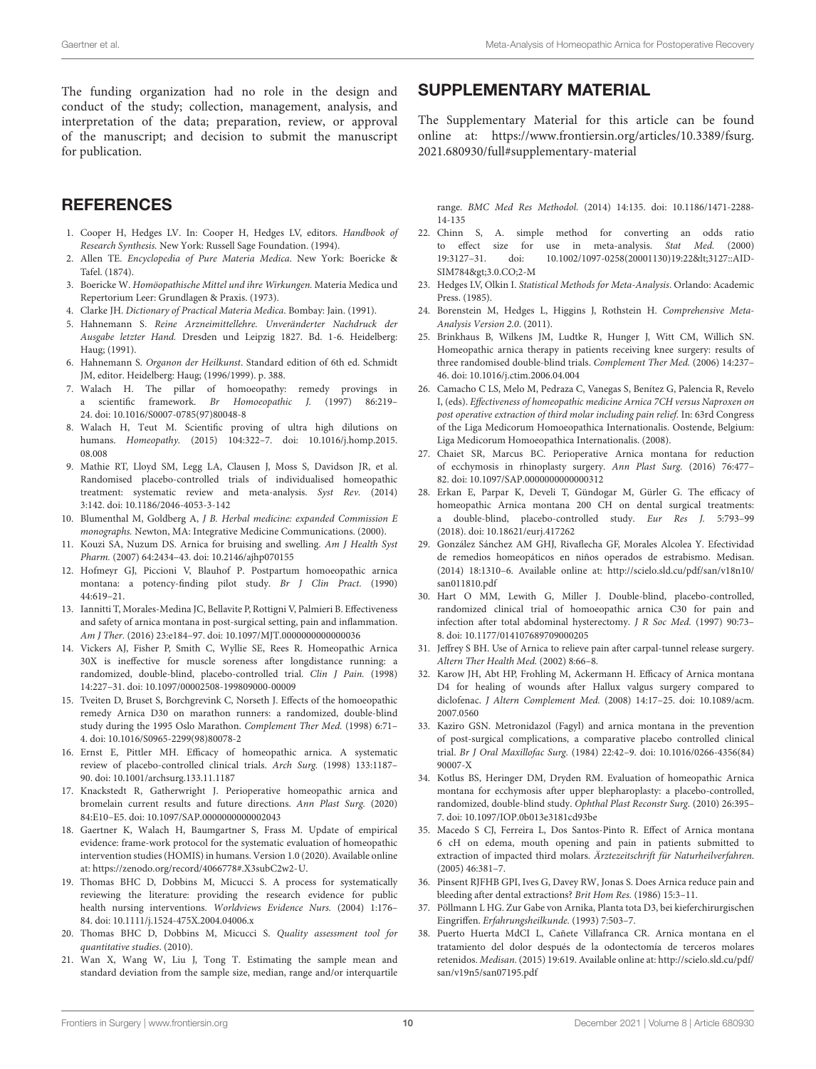The funding organization had no role in the design and conduct of the study; collection, management, analysis, and interpretation of the data; preparation, review, or approval of the manuscript; and decision to submit the manuscript for publication.

## SUPPLEMENTARY MATERIAL

The Supplementary Material for this article can be found online at: https://www.frontiersin.org/articles/10.3389/fsurg.2021.680930/full#supplementary-material

## REFERENCES

1. Cooper H, Hedges LV. In: Cooper H, Hedges LV, editors. *Handbook of Research Synthesis*. New York: Russell Sage Foundation. (1994).
2. Allen TE. *Encyclopedia of Pure Materia Medica*. New York: Boericke & Tafel. (1874).
3. Boericke W. *Homöopathische Mittel und ihre Wirkungen*. Materia Medica und Repertorium Leer: Grundlagen & Praxis. (1973).
4. Clarke JH. *Dictionary of Practical Materia Medica*. Bombay: Jain. (1991).
5. Hahnemann S. *Reine Arzneimittellehre. Unveränderter Nachdruck der Ausgabe letzter Hand*. Dresden und Leipzig 1827. Bd. 1-6. Heidelberg: Haug; (1991).
6. Hahnemann S. *Organon der Heilkunst*. Standard edition of 6th ed. Schmidt JM, editor. Heidelberg: Haug; (1996/1999). p. 388.
7. Walach H. The pillar of homoeopathy: remedy provings in a scientific framework. *Br Homoeopathic J*. (1997) 86:219–24. doi: 10.1016/S0007-0785(97)80048-8
8. Walach H, Teut M. Scientific proving of ultra high dilutions on humans. *Homeopathy*. (2015) 104:322–7. doi: 10.1016/j.homp.2015.08.008
9. Mathie RT, Lloyd SM, Legg LA, Clausen J, Moss S, Davidson JR, et al. Randomised placebo-controlled trials of individualised homeopathic treatment: systematic review and meta-analysis. *Syst Rev*. (2014) 3:142. doi: 10.1186/2046-4053-3-142
10. Blumenthal M, Goldberg A, *J B. Herbal medicine: expanded Commission E monographs*. Newton, MA: Integrative Medicine Communications. (2000).
11. Kouzi SA, Nuzum DS. Arnica for bruising and swelling. *Am J Health Syst Pharm*. (2007) 64:2434–43. doi: 10.2146/ajhp070155
12. Hofmeyr GJ, Piccioni V, Blauhof P. Postpartum homoeopathic arnica montana: a potency-finding pilot study. *Br J Clin Pract*. (1990) 44:619–21.
13. Iannitti T, Morales-Medina JC, Bellavite P, Rottigni V, Palmieri B. Effectiveness and safety of arnica montana in post-surgical setting, pain and inflammation. *Am J Ther*. (2016) 23:e184–97. doi: 10.1097/MJT.0000000000000036
14. Vickers AJ, Fisher P, Smith C, Wyllie SE, Rees R. Homeopathic Arnica 30X is ineffective for muscle soreness after longdistance running: a randomized, double-blind, placebo-controlled trial. *Clin J Pain*. (1998) 14:227–31. doi: 10.1097/00002508-199809000-00009
15. Tveiten D, Bruset S, Borchgrevink C, Norseth J. Effects of the homoeopathic remedy Arnica D30 on marathon runners: a randomized, double-blind study during the 1995 Oslo Marathon. *Complement Ther Med*. (1998) 6:71–4. doi: 10.1016/S0965-2299(98)80078-2
16. Ernst E, Pittler MH. Efficacy of homeopathic arnica. A systematic review of placebo-controlled clinical trials. *Arch Surg*. (1998) 133:1187–90. doi: 10.1001/archsurg.133.11.1187
17. Knackstedt R, Gatherwright J. Perioperative homeopathic arnica and bromelain current results and future directions. *Ann Plast Surg*. (2020) 84:E10–E5. doi: 10.1097/SAP.0000000000002043
18. Gaertner K, Walach H, Baumgartner S, Frass M. Update of empirical evidence: frame-work protocol for the systematic evaluation of homeopathic intervention studies (HOMIS) in humans. Version 1.0 (2020). Available online at: https://zenodo.org/record/4066778#.X3subC2w2-U.
19. Thomas BHC D, Dobbins M, Micucci S. A process for systematically reviewing the literature: providing the research evidence for public health nursing interventions. *Worldviews Evidence Nurs*. (2004) 1:176–84. doi: 10.1111/j.1524-475X.2004.04006.x
20. Thomas BHC D, Dobbins M, Micucci S. *Quality assessment tool for quantitative studies*. (2010).
21. Wan X, Wang W, Liu J, Tong T. Estimating the sample mean and standard deviation from the sample size, median, range and/or interquartile range. *BMC Med Res Methodol*. (2014) 14:135. doi: 10.1186/1471-2288-14-135
22. Chinn S, A. simple method for converting an odds ratio to effect size for use in meta-analysis. *Stat Med*. (2000) 19:3127–31. doi: 10.1002/1097-0258(20001130)19:22&lt;3127::AID-SIM784&gt;3.0.CO;2-M
23. Hedges LV, Olkin I. *Statistical Methods for Meta-Analysis*. Orlando: Academic Press. (1985).
24. Borenstein M, Hedges L, Higgins J, Rothstein H. *Comprehensive Meta-Analysis Version 2.0*. (2011).
25. Brinkhaus B, Wilkens JM, Ludtke R, Hunger J, Witt CM, Willich SN. Homeopathic arnica therapy in patients receiving knee surgery: results of three randomised double-blind trials. *Complement Ther Med*. (2006) 14:237–46. doi: 10.1016/j.ctim.2006.04.004
26. Camacho C LS, Melo M, Pedraza C, Vanegas S, Benítez G, Palencia R, Revelo I, (eds). *Effectiveness of homeopathic medicine Arnica 7CH versus Naproxen on post operative extraction of third molar including pain relief*. In: 63rd Congress of the Liga Medicorum Homoeopathica Internationalis. Oostende, Belgium: Liga Medicorum Homoeopathica Internationalis. (2008).
27. Chaiet SR, Marcus BC. Perioperative Arnica montana for reduction of ecchymosis in rhinoplasty surgery. *Ann Plast Surg*. (2016) 76:477–82. doi: 10.1097/SAP.0000000000000312
28. Erkan E, Parpar K, Develi T, Gündogar M, Gürler G. The efficacy of homeopathic Arnica montana 200 CH on dental surgical treatments: a double-blind, placebo-controlled study. *Eur Res J*. 5:793–99 (2018). doi: 10.18621/eurj.417262
29. González Sánchez AM GHJ, Rivaflecha GF, Morales Alcolea Y. Efectividad de remedios homeopáticos en niños operados de estrabismo. Medisan. (2014) 18:1310–6. Available online at: http://scielo.sld.cu/pdf/san/v18n10/san011810.pdf
30. Hart O MM, Lewith G, Miller J. Double-blind, placebo-controlled, randomized clinical trial of homoeopathic arnica C30 for pain and infection after total abdominal hysterectomy. *J R Soc Med*. (1997) 90:73–8. doi: 10.1177/014107689709000205
31. Jeffrey S BH. Use of Arnica to relieve pain after carpal-tunnel release surgery. *Altern Ther Health Med*. (2002) 8:66–8.
32. Karow JH, Abt HP, Frohling M, Ackermann H. Efficacy of Arnica montana D4 for healing of wounds after Hallux valgus surgery compared to diclofenac. *J Altern Complement Med*. (2008) 14:17–25. doi: 10.1089/acm.2007.0560
33. Kaziro GSN. Metronidazol (Fagyl) and arnica montana in the prevention of post-surgical complications, a comparative placebo controlled clinical trial. *Br J Oral Maxillofac Surg*. (1984) 22:42–9. doi: 10.1016/0266-4356(84)90007-X
34. Kotlus BS, Heringer DM, Dryden RM. Evaluation of homeopathic Arnica montana for ecchymosis after upper blepharoplasty: a placebo-controlled, randomized, double-blind study. *Ophthal Plast Reconstr Surg*. (2010) 26:395–7. doi: 10.1097/IOP.0b013e3181cd93be
35. Macedo S CJ, Ferreira L, Dos Santos-Pinto R. Effect of Arnica montana 6 cH on edema, mouth opening and pain in patients submitted to extraction of impacted third molars. *Ärztezeitschrift für Naturheilverfahren*. (2005) 46:381–7.
36. Pinsent RJFHB GPI, Ives G, Davey RW, Jonas S. Does Arnica reduce pain and bleeding after dental extractions? *Brit Hom Res*. (1986) 15:3–11.
37. Pöllmann L HG. Zur Gabe von Arnika, Planta tota D3, bei kieferchirurgischen Eingriffen. *Erfahrungsheilkunde*. (1993) 7:503–7.
38. Puerto Huerta MdCI L, Cañete Villafranca CR. Arnica montana en el tratamiento del dolor después de la odontectomía de terceros molares retenidos. *Medisan*. (2015) 19:619. Available online at: http://scielo.sld.cu/pdf/san/v19n5/san07195.pdf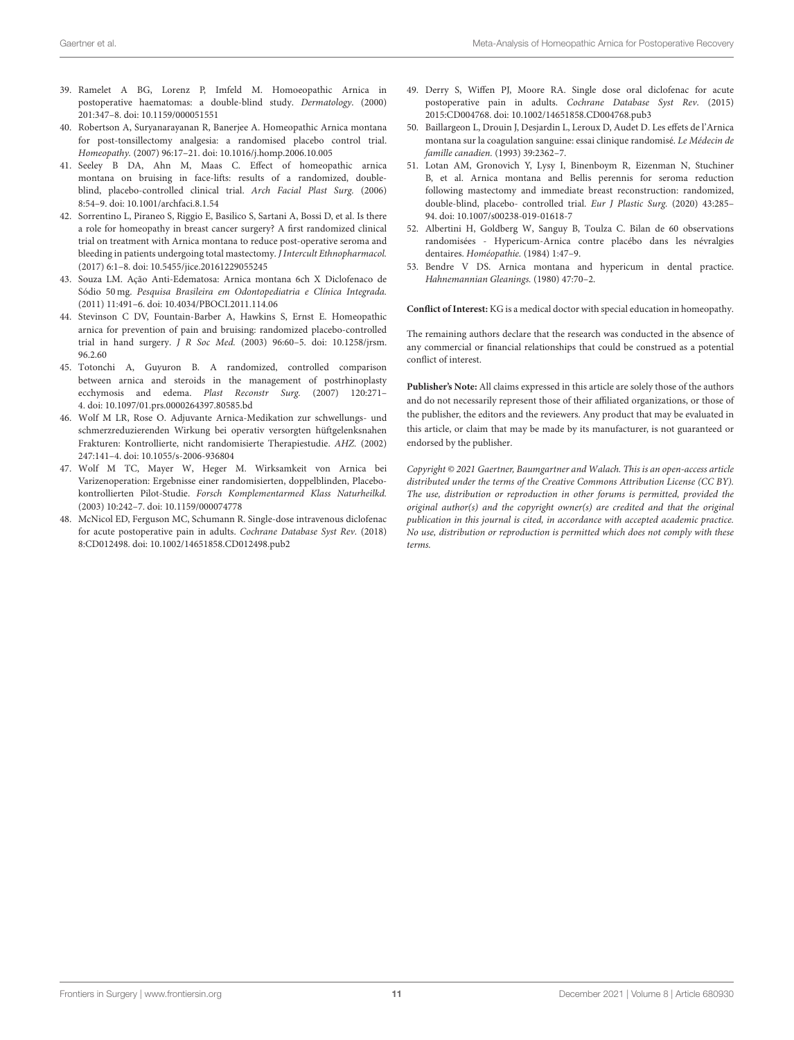39. Ramelet A BG, Lorenz P, Imfeld M. Homoeopathic Arnica in postoperative haematomas: a double-blind study. *Dermatology*. (2000) 201:347–8. doi: 10.1159/000051551

40. Robertson A, Suryanarayanan R, Banerjee A. Homeopathic Arnica montana for post-tonsillectomy analgesia: a randomised placebo control trial. *Homeopathy*. (2007) 96:17–21. doi: 10.1016/j.homp.2006.10.005

41. Seeley B DA, Ahn M, Maas C. Effect of homeopathic arnica montana on bruising in face-lifts: results of a randomized, double-blind, placebo-controlled clinical trial. *Arch Facial Plast Surg*. (2006) 8:54–9. doi: 10.1001/archfaci.8.1.54

42. Sorrentino L, Piraneo S, Riggio E, Basilico S, Sartani A, Bossi D, et al. Is there a role for homeopathy in breast cancer surgery? A first randomized clinical trial on treatment with Arnica montana to reduce post-operative seroma and bleeding in patients undergoing total mastectomy. *J Intercult Ethnopharmacol*. (2017) 6:1–8. doi: 10.5455/jice.20161229055245

43. Souza LM. Ação Anti-Edematosa: Arnica montana 6ch X Diclofenaco de Sódio 50 mg. *Pesquisa Brasileira em Odontopediatria e Clínica Integrada*. (2011) 11:491–6. doi: 10.4034/PBOCI.2011.114.06

44. Stevinson C DV, Fountain-Barber A, Hawkins S, Ernst E. Homeopathic arnica for prevention of pain and bruising: randomized placebo-controlled trial in hand surgery. *J R Soc Med*. (2003) 96:60–5. doi: 10.1258/jrsm.96.2.60

45. Totonchi A, Guyuron B. A randomized, controlled comparison between arnica and steroids in the management of postrhinoplasty ecchymosis and edema. *Plast Reconstr Surg*. (2007) 120:271–4. doi: 10.1097/01.prs.0000264397.80585.bd

46. Wolf M LR, Rose O. Adjuvante Arnica-Medikation zur schwellungs- und schmerzreduzierenden Wirkung bei operativ versorgten hüftgelenksnahen Frakturen: Kontrollierte, nicht randomisierte Therapiestudie. *AHZ*. (2002) 247:141–4. doi: 10.1055/s-2006-936804

47. Wolf M TC, Mayer W, Heger M. Wirksamkeit von Arnica bei Varizenoperation: Ergebnisse einer randomisierten, doppelblinden, Placebo-kontrollierten Pilot-Studie. *Forsch Komplementarmed Klass Naturheilkd*. (2003) 10:242–7. doi: 10.1159/000074778

48. McNicol ED, Ferguson MC, Schumann R. Single-dose intravenous diclofenac for acute postoperative pain in adults. *Cochrane Database Syst Rev*. (2018) 8:CD012498. doi: 10.1002/14651858.CD012498.pub2

49. Derry S, Wiffen PJ, Moore RA. Single dose oral diclofenac for acute postoperative pain in adults. *Cochrane Database Syst Rev*. (2015) 2015:CD004768. doi: 10.1002/14651858.CD004768.pub3

50. Baillargeon L, Drouin J, Desjardin L, Leroux D, Audet D. Les effets de l'Arnica montana sur la coagulation sanguine: essai clinique randomisé. *Le Médecin de famille canadien*. (1993) 39:2362–7.

51. Lotan AM, Gronovich Y, Lysy I, Binenboym R, Eizenman N, Stuchiner B, et al. Arnica montana and Bellis perennis for seroma reduction following mastectomy and immediate breast reconstruction: randomized, double-blind, placebo- controlled trial. *Eur J Plastic Surg*. (2020) 43:285–94. doi: 10.1007/s00238-019-01618-7

52. Albertini H, Goldberg W, Sanguy B, Toulza C. Bilan de 60 observations randomisées - Hypericum-Arnica contre placébo dans les névralgies dentaires. *Homéopathie*. (1984) 1:47–9.

53. Bendre V DS. Arnica montana and hypericum in dental practice. *Hahnemannian Gleanings*. (1980) 47:70–2.

**Conflict of Interest:** KG is a medical doctor with special education in homeopathy.

The remaining authors declare that the research was conducted in the absence of any commercial or financial relationships that could be construed as a potential conflict of interest.

**Publisher's Note:** All claims expressed in this article are solely those of the authors and do not necessarily represent those of their affiliated organizations, or those of the publisher, the editors and the reviewers. Any product that may be evaluated in this article, or claim that may be made by its manufacturer, is not guaranteed or endorsed by the publisher.

*Copyright © 2021 Gaertner, Baumgartner and Walach. This is an open-access article distributed under the terms of the Creative Commons Attribution License (CC BY). The use, distribution or reproduction in other forums is permitted, provided the original author(s) and the copyright owner(s) are credited and that the original publication in this journal is cited, in accordance with accepted academic practice. No use, distribution or reproduction is permitted which does not comply with these terms.*